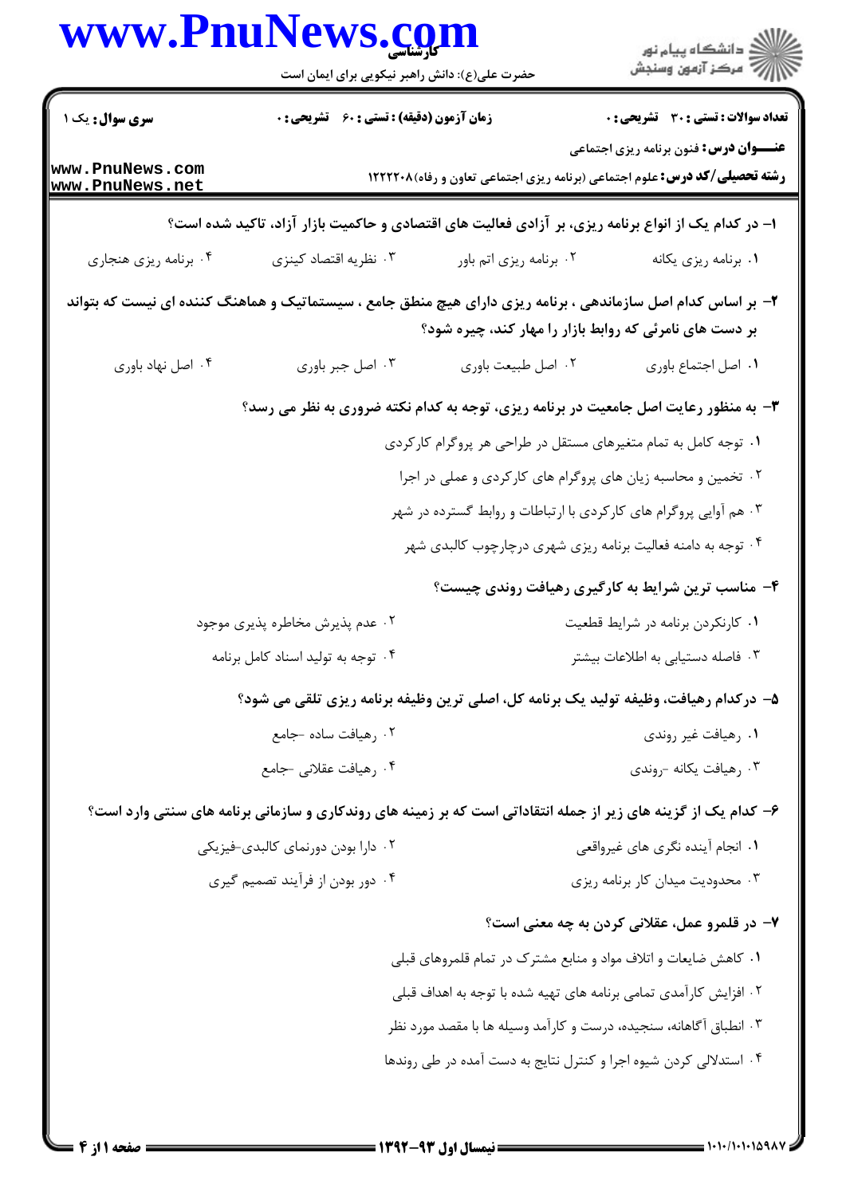**سری سوال:** یک ۱

**زمان آزمون (دقیقه) : تستی : ۶۰ تشریحی : ۰**

**تعداد سوالات : تستی : ۳۰ تشریحی : ۰**

**عنـــوان درس:** فنون برنامه ریزی اجتماعی

**رشته تحصیلی/کد درس:** علوم اجتماعی (برنامه ریزی اجتماعی تعاون و رفاه)۱۲۲۲۲۰۸

۱- در کدام یک از انواع برنامه ریزی، بر آزادی فعالیت های اقتصادی و حاکمیت بازار آزاد، تاکید شده است؟

۱. برنامه ریزی یکانه
۲. برنامه ریزی اتم باور
۳. نظریه اقتصاد کینزی
۴. برنامه ریزی هنجاری

۲- بر اساس کدام اصل سازماندهی ، برنامه ریزی دارای هیچ منطق جامع ، سیستماتیک و هماهنگ کننده ای نیست که بتواند بر دست های نامرئی که روابط بازار را مهار کند، چیره شود؟

۱. اصل اجتماع باوری
۲. اصل طبیعت باوری
۳. اصل جبر باوری
۴. اصل نهاد باوری

۳- به منظور رعایت اصل جامعیت در برنامه ریزی، توجه به کدام نکته ضروری به نظر می رسد؟

۱. توجه کامل به تمام متغیرهای مستقل در طراحی هر پروگرام کارکردی
۲. تخمین و محاسبه زیان های پروگرام های کارکردی و عملی در اجرا
۳. هم آوایی پروگرام های کارکردی با ارتباطات و روابط گسترده در شهر
۴. توجه به دامنه فعالیت برنامه ریزی شهری درچارچوب کالبدی شهر

۴- مناسب ترین شرایط به کارگیری رهیافت روندی چیست؟

۱. کارنکردن برنامه در شرایط قطعیت
۲. عدم پذیرش مخاطره پذیری موجود
۳. فاصله دستیابی به اطلاعات بیشتر
۴. توجه به تولید اسناد کامل برنامه

۵- درکدام رهیافت، وظیفه تولید یک برنامه کل، اصلی ترین وظیفه برنامه ریزی تلقی می شود؟

۱. رهیافت غیر روندی
۲. رهیافت ساده -جامع
۳. رهیافت یکانه -روندی
۴. رهیافت عقلانی -جامع

۶- کدام یک از گزینه های زیر از جمله انتقاداتی است که بر زمینه های روندکاری و سازمانی برنامه های سنتی وارد است؟

۱. انجام آینده نگری های غیرواقعی
۲. دارا بودن دورنمای کالبدی-فیزیکی
۳. محدودیت میدان کار برنامه ریزی
۴. دور بودن از فرآیند تصمیم گیری

۷- در قلمرو عمل، عقلانی کردن به چه معنی است؟

۱. کاهش ضایعات و اتلاف مواد و منابع مشترک در تمام قلمروهای قبلی
۲. افزایش کارآمدی تمامی برنامه های تهیه شده با توجه به اهداف قبلی
۳. انطباق آگاهانه، سنجیده، درست و کارآمد وسیله ها با مقصود مورد نظر
۴. استدلالی کردن شیوه اجرا و کنترل نتایج به دست آمده در طی روندها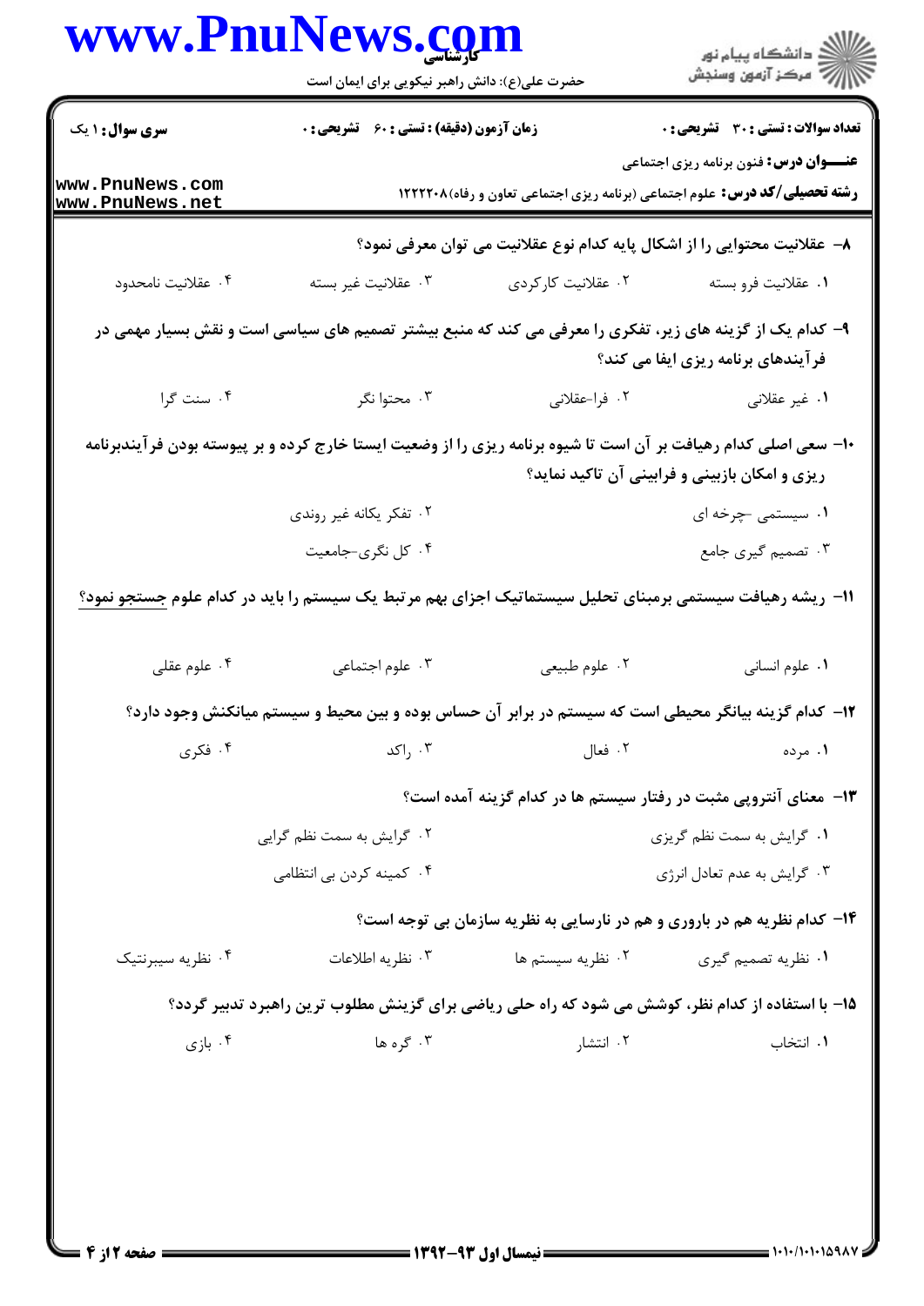**سری سوال:** ۱ یک

**زمان آزمون (دقیقه) : تستی :** ۶۰ **تشریحی :** ۰

**تعداد سوالات : تستی :** ۳۰ **تشریحی :** ۰

**عنـــوان درس:** فنون برنامه ریزی اجتماعی

**رشته تحصیلی/کد درس:** علوم اجتماعی (برنامه ریزی اجتماعی تعاون و رفاه)۱۲۲۲۲۰۸

۸- عقلانیت محتوایی را از اشکال پایه کدام نوع عقلانیت می توان معرفی نمود؟

۱. عقلانیت فرو بسته
۲. عقلانیت کارکردی
۳. عقلانیت غیر بسته
۴. عقلانیت نامحدود

۹- کدام یک از گزینه های زیر، تفکری را معرفی می کند که منبع بیشتر تصمیم های سیاسی است و نقش بسیار مهمی در فرآیندهای برنامه ریزی ایفا می کند؟

۱. غیر عقلانی
۲. فرا-عقلانی
۳. محتوا نگر
۴. سنت گرا

۱۰- سعی اصلی کدام رهیافت بر آن است تا شیوه برنامه ریزی را از وضعیت ایستا خارج کرده و بر پیوسته بودن فرآیندبرنامه ریزی و امکان بازبینی و فرابینی آن تاکید نماید؟

۱. سیستمی -چرخه ای
۲. تفکر یکانه غیر روندی
۳. تصمیم گیری جامع
۴. کل نگری-جامعیت

۱۱- ریشه رهیافت سیستمی برمبنای تحلیل سیستماتیک اجزای بهم مرتبط یک سیستم را باید در کدام علوم جستجو نمود؟

۱. علوم انسانی
۲. علوم طبیعی
۳. علوم اجتماعی
۴. علوم عقلی

۱۲- کدام گزینه بیانگر محیطی است که سیستم در برابر آن حساس بوده و بین محیط و سیستم میانکنش وجود دارد؟

۱. مرده
۲. فعال
۳. راکد
۴. فکری

۱۳- معنای آنتروپی مثبت در رفتار سیستم ها در کدام گزینه آمده است؟

۱. گرایش به سمت نظم گریزی
۲. گرایش به سمت نظم گرایی
۳. گرایش به عدم تعادل انرژی
۴. کمینه کردن بی انتظامی

۱۴- کدام نظریه هم در باروری و هم در نارسایی به نظریه سازمان بی توجه است؟

۱. نظریه تصمیم گیری
۲. نظریه سیستم ها
۳. نظریه اطلاعات
۴. نظریه سیبرنتیک

۱۵- با استفاده از کدام نظر، کوشش می شود که راه حلی ریاضی برای گزینش مطلوب ترین راهبرد تدبیر گردد؟

۱. انتخاب
۲. انتشار
۳. گره ها
۴. بازی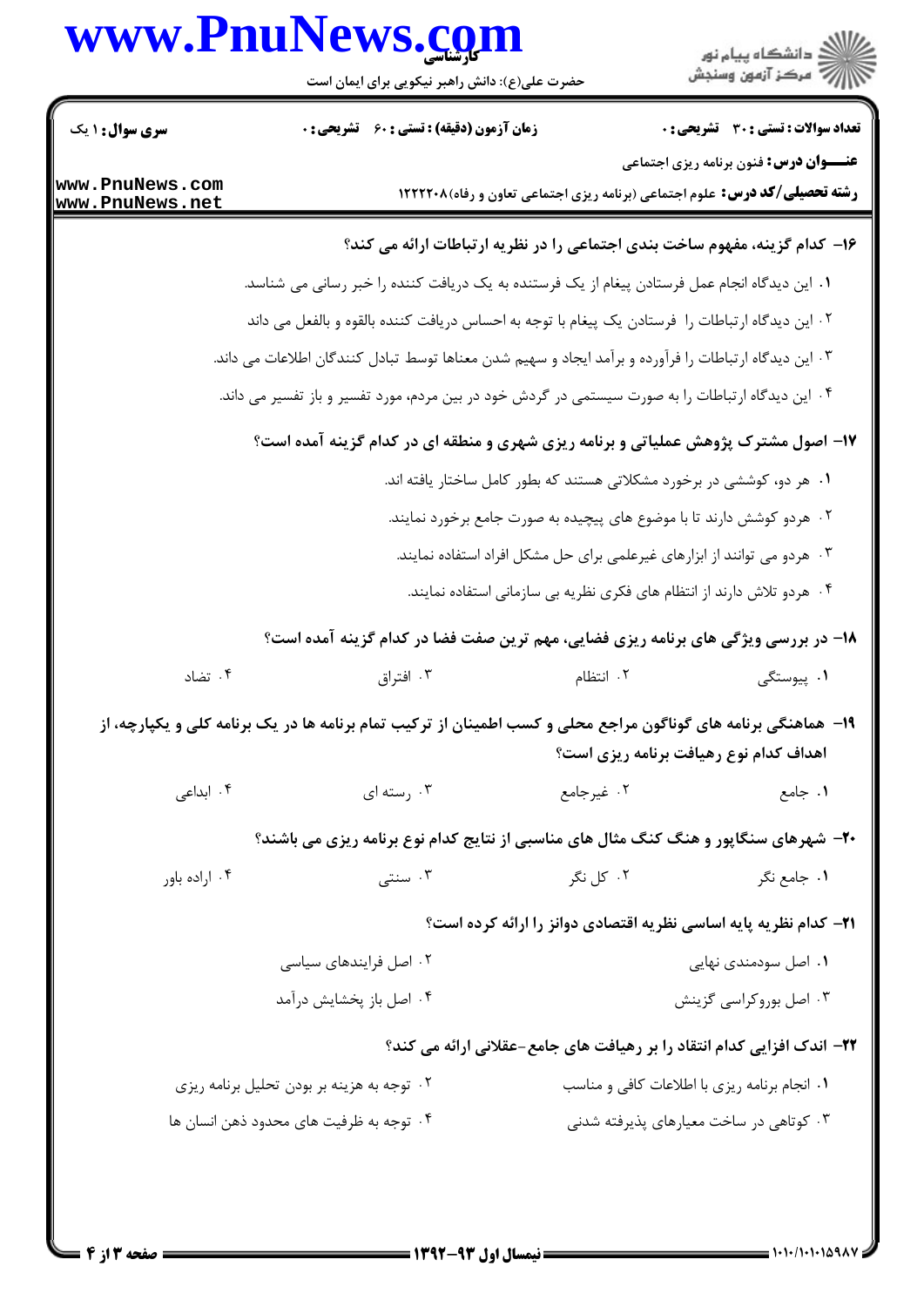۱۶- کدام گزینه، مفهوم ساخت بندی اجتماعی را در نظریه ارتباطات ارائه می کند؟

۱. این دیدگاه انجام عمل فرستادن پیغام از یک فرستنده به یک دریافت کننده را خبر رسانی می شناسد.

۲. این دیدگاه ارتباطات را فرستادن یک پیغام با توجه به احساس دریافت کننده بالقوه و بالفعل می داند

۳. این دیدگاه ارتباطات را فرآورده و برآمد ایجاد و سهیم شدن معناها توسط تبادل کنندگان اطلاعات می داند.

۴. این دیدگاه ارتباطات را به صورت سیستمی در گردش خود در بین مردم، مورد تفسیر و باز تفسیر می داند.

۱۷- اصول مشترک پژوهش عملیاتی و برنامه ریزی شهری و منطقه ای در کدام گزینه آمده است؟

۱. هر دو، کوششی در برخورد مشکلاتی هستند که بطور کامل ساختار یافته اند.

۲. هردو کوشش دارند تا با موضوع های پیچیده به صورت جامع برخورد نمایند.

۳. هردو می توانند از ابزارهای غیرعلمی برای حل مشکل افراد استفاده نمایند.

۴. هردو تلاش دارند از انتظام های فکری نظریه بی سازمانی استفاده نمایند.

۱۸- در بررسی ویژگی های برنامه ریزی فضایی، مهم ترین صفت فضا در کدام گزینه آمده است؟

۱. پیوستگی ۲. انتظام ۳. افتراق ۴. تضاد

۱۹- هماهنگی برنامه های گوناگون مراجع محلی و کسب اطمینان از ترکیب تمام برنامه ها در یک برنامه کلی و یکپارچه، از اهداف کدام نوع رهیافت برنامه ریزی است؟

۱. جامع ۲. غیرجامع ۳. رسته ای ۴. ابداعی

۲۰- شهرهای سنگاپور و هنگ کنگ مثال های مناسبی از نتایج کدام نوع برنامه ریزی می باشند؟

۱. جامع نگر ۲. کل نگر ۳. سنتی ۴. اراده باور

۲۱- کدام نظریه پایه اساسی نظریه اقتصادی دوانز را ارائه کرده است؟

۱. اصل سودمندی نهایی ۲. اصل فرایندهای سیاسی

۳. اصل بوروکراسی گزینش ۴. اصل باز پخشایش درآمد

۲۲- اندک افزایی کدام انتقاد را بر رهیافت های جامع-عقلانی ارائه می کند؟

۱. انجام برنامه ریزی با اطلاعات کافی و مناسب ۲. توجه به هزینه بر بودن تحلیل برنامه ریزی

۳. کوتاهی در ساخت معیارهای پذیرفته شدنی ۴. توجه به ظرفیت های محدود ذهن انسان ها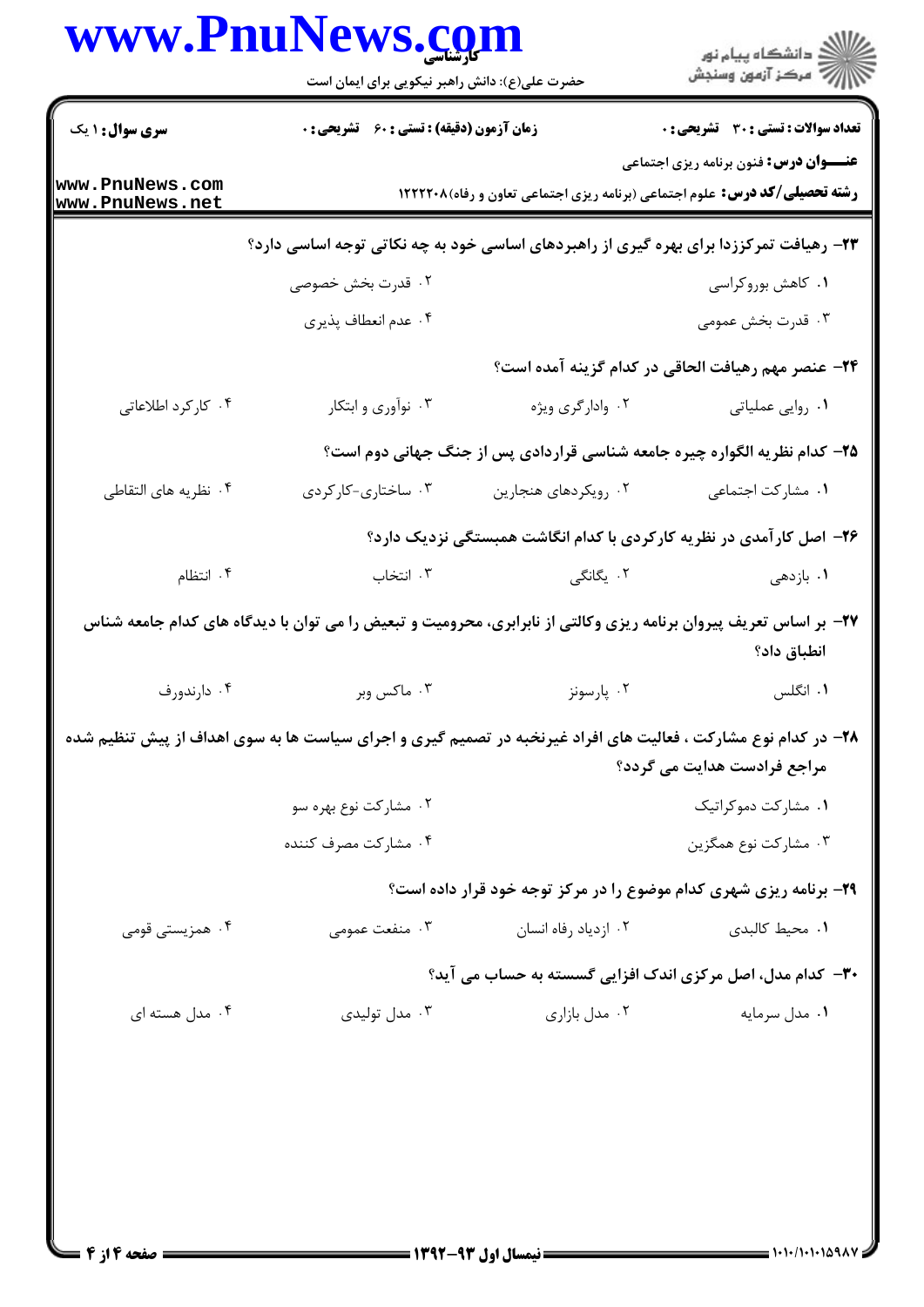۲۳- رهیافت تمرکززدا برای بهره گیری از راهبردهای اساسی خود به چه نکاتی توجه اساسی دارد؟

۱. کاهش بوروکراسی

۲. قدرت بخش خصوصی

۳. قدرت بخش عمومی

۴. عدم انعطاف پذیری

۲۴- عنصر مهم رهیافت الحاقی در کدام گزینه آمده است؟

۱. روایی عملیاتی

۲. وادارگری ویژه

۳. نوآوری و ابتکار

۴. کارکرد اطلاعاتی

۲۵- کدام نظریه الگواره چیره جامعه شناسی قراردادی پس از جنگ جهانی دوم است؟

۱. مشارکت اجتماعی

۲. رویکردهای هنجارین

۳. ساختاری-کارکردی

۴. نظریه های التقاطی

۲۶- اصل کارآمدی در نظریه کارکردی با کدام انگاشت همبستگی نزدیک دارد؟

۱. بازدهی

۲. یگانگی

۳. انتخاب

۴. انتظام

۲۷- بر اساس تعریف پیروان برنامه ریزی وکالتی از نابرابری، محرومیت و تبعیض را می توان با دیدگاه های کدام جامعه شناس انطباق داد؟

۱. انگلس

۲. پارسونز

۳. ماکس وبر

۴. دارندورف

۲۸- در کدام نوع مشارکت ، فعالیت های افراد غیرنخبه در تصمیم گیری و اجرای سیاست ها به سوی اهداف از پیش تنظیم شده مراجع فرادست هدایت می گردد؟

۱. مشارکت دموکراتیک

۲. مشارکت نوع بهره سو

۳. مشارکت نوع همگزین

۴. مشارکت مصرف کننده

۲۹- برنامه ریزی شهری کدام موضوع را در مرکز توجه خود قرار داده است؟

۱. محیط کالبدی

۲. ازدیاد رفاه انسان

۳. منفعت عمومی

۴. همزیستی قومی

۳۰- کدام مدل، اصل مرکزی اندک افزایی گسسته به حساب می آید؟

۱. مدل سرمایه

۲. مدل بازاری

۳. مدل تولیدی

۴. مدل هسته ای